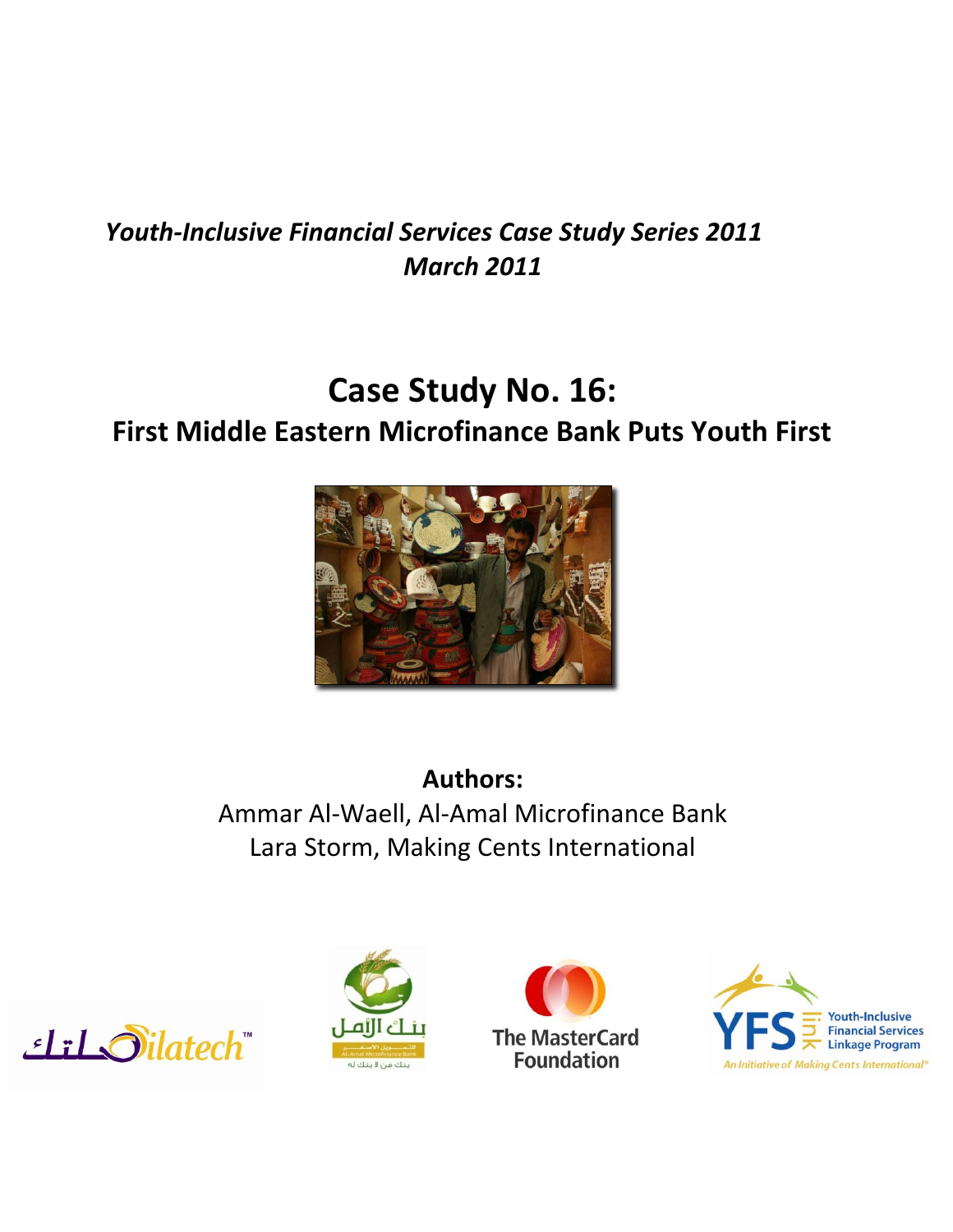*Youth-Inclusive Financial Services Case Study Series 2011*
*March 2011*

# Case Study No. 16:

## First Middle Eastern Microfinance Bank Puts Youth First

**Authors:**

Ammar Al-Waell, Al-Amal Microfinance Bank

Lara Storm, Making Cents International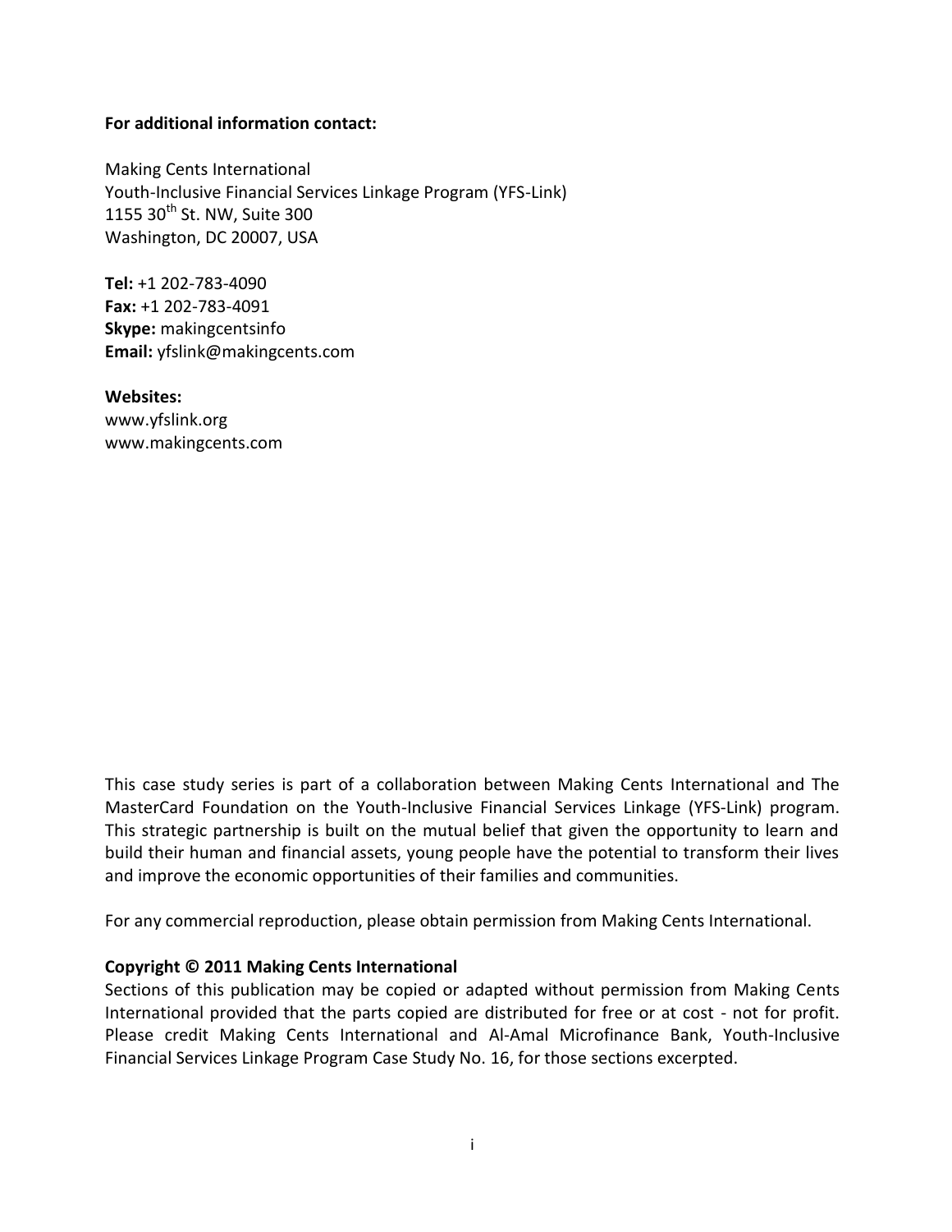**For additional information contact:**

Making Cents International
Youth-Inclusive Financial Services Linkage Program (YFS-Link)
1155 30th St. NW, Suite 300
Washington, DC 20007, USA

**Tel:** +1 202-783-4090
**Fax:** +1 202-783-4091
**Skype:** makingcentsinfo
**Email:** yfslink@makingcents.com

**Websites:**
www.yfslink.org
www.makingcents.com

This case study series is part of a collaboration between Making Cents International and The MasterCard Foundation on the Youth-Inclusive Financial Services Linkage (YFS-Link) program. This strategic partnership is built on the mutual belief that given the opportunity to learn and build their human and financial assets, young people have the potential to transform their lives and improve the economic opportunities of their families and communities.

For any commercial reproduction, please obtain permission from Making Cents International.

**Copyright © 2011 Making Cents International**
Sections of this publication may be copied or adapted without permission from Making Cents International provided that the parts copied are distributed for free or at cost - not for profit. Please credit Making Cents International and Al-Amal Microfinance Bank, Youth-Inclusive Financial Services Linkage Program Case Study No. 16, for those sections excerpted.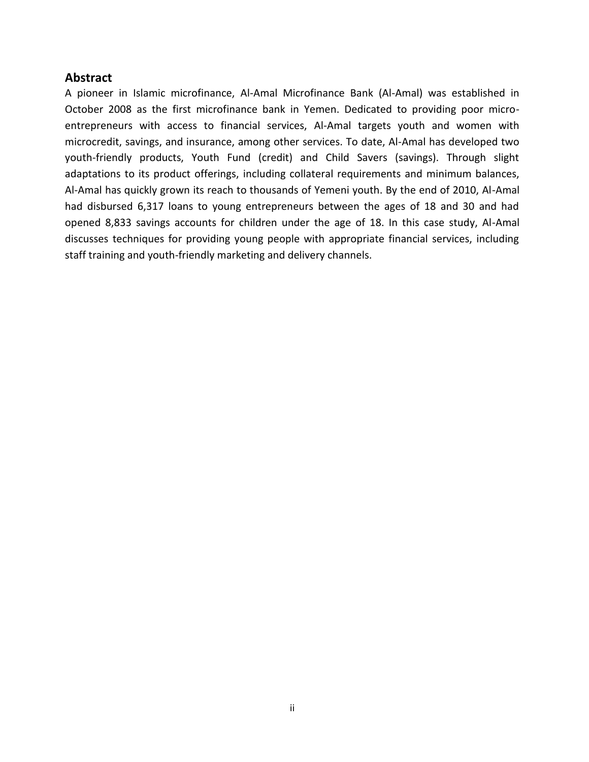## Abstract

A pioneer in Islamic microfinance, Al-Amal Microfinance Bank (Al-Amal) was established in October 2008 as the first microfinance bank in Yemen. Dedicated to providing poor micro-entrepreneurs with access to financial services, Al-Amal targets youth and women with microcredit, savings, and insurance, among other services. To date, Al-Amal has developed two youth-friendly products, Youth Fund (credit) and Child Savers (savings). Through slight adaptations to its product offerings, including collateral requirements and minimum balances, Al-Amal has quickly grown its reach to thousands of Yemeni youth. By the end of 2010, Al-Amal had disbursed 6,317 loans to young entrepreneurs between the ages of 18 and 30 and had opened 8,833 savings accounts for children under the age of 18. In this case study, Al-Amal discusses techniques for providing young people with appropriate financial services, including staff training and youth-friendly marketing and delivery channels.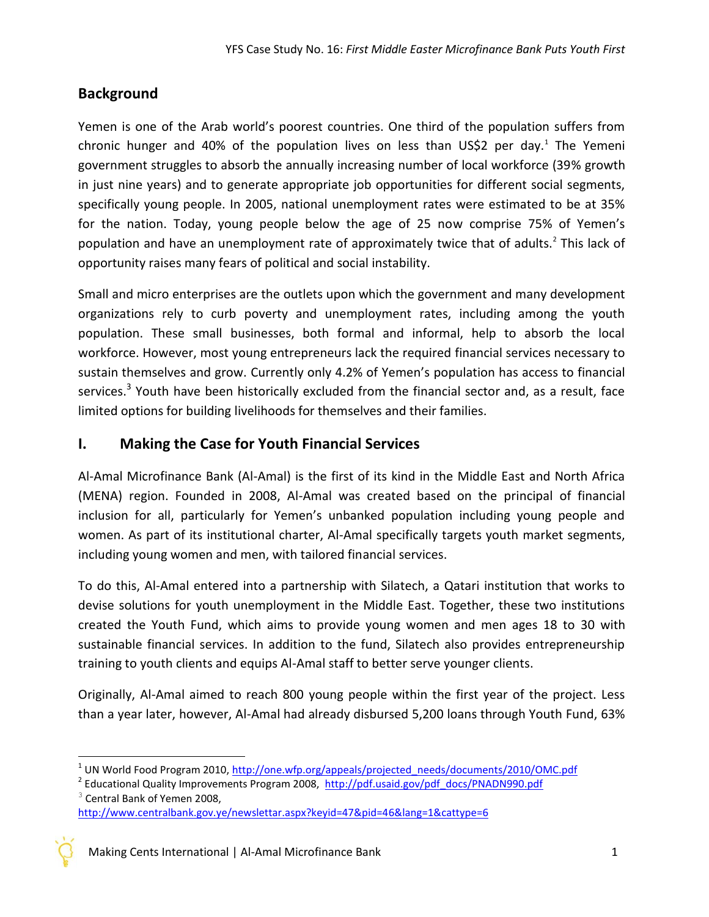## Background

Yemen is one of the Arab world's poorest countries. One third of the population suffers from chronic hunger and 40% of the population lives on less than US$2 per day.[1] The Yemeni government struggles to absorb the annually increasing number of local workforce (39% growth in just nine years) and to generate appropriate job opportunities for different social segments, specifically young people. In 2005, national unemployment rates were estimated to be at 35% for the nation. Today, young people below the age of 25 now comprise 75% of Yemen's population and have an unemployment rate of approximately twice that of adults.[2] This lack of opportunity raises many fears of political and social instability.

Small and micro enterprises are the outlets upon which the government and many development organizations rely to curb poverty and unemployment rates, including among the youth population. These small businesses, both formal and informal, help to absorb the local workforce. However, most young entrepreneurs lack the required financial services necessary to sustain themselves and grow. Currently only 4.2% of Yemen's population has access to financial services.[3] Youth have been historically excluded from the financial sector and, as a result, face limited options for building livelihoods for themselves and their families.

## I. Making the Case for Youth Financial Services

Al-Amal Microfinance Bank (Al-Amal) is the first of its kind in the Middle East and North Africa (MENA) region. Founded in 2008, Al-Amal was created based on the principal of financial inclusion for all, particularly for Yemen's unbanked population including young people and women. As part of its institutional charter, Al-Amal specifically targets youth market segments, including young women and men, with tailored financial services.

To do this, Al-Amal entered into a partnership with Silatech, a Qatari institution that works to devise solutions for youth unemployment in the Middle East. Together, these two institutions created the Youth Fund, which aims to provide young women and men ages 18 to 30 with sustainable financial services. In addition to the fund, Silatech also provides entrepreneurship training to youth clients and equips Al-Amal staff to better serve younger clients.

Originally, Al-Amal aimed to reach 800 young people within the first year of the project. Less than a year later, however, Al-Amal had already disbursed 5,200 loans through Youth Fund, 63%

---

[1] UN World Food Program 2010, http://one.wfp.org/appeals/projected_needs/documents/2010/OMC.pdf

[2] Educational Quality Improvements Program 2008, http://pdf.usaid.gov/pdf_docs/PNADN990.pdf

[3] Central Bank of Yemen 2008, http://www.centralbank.gov.ye/newslettar.aspx?keyid=47&pid=46&lang=1&cattype=6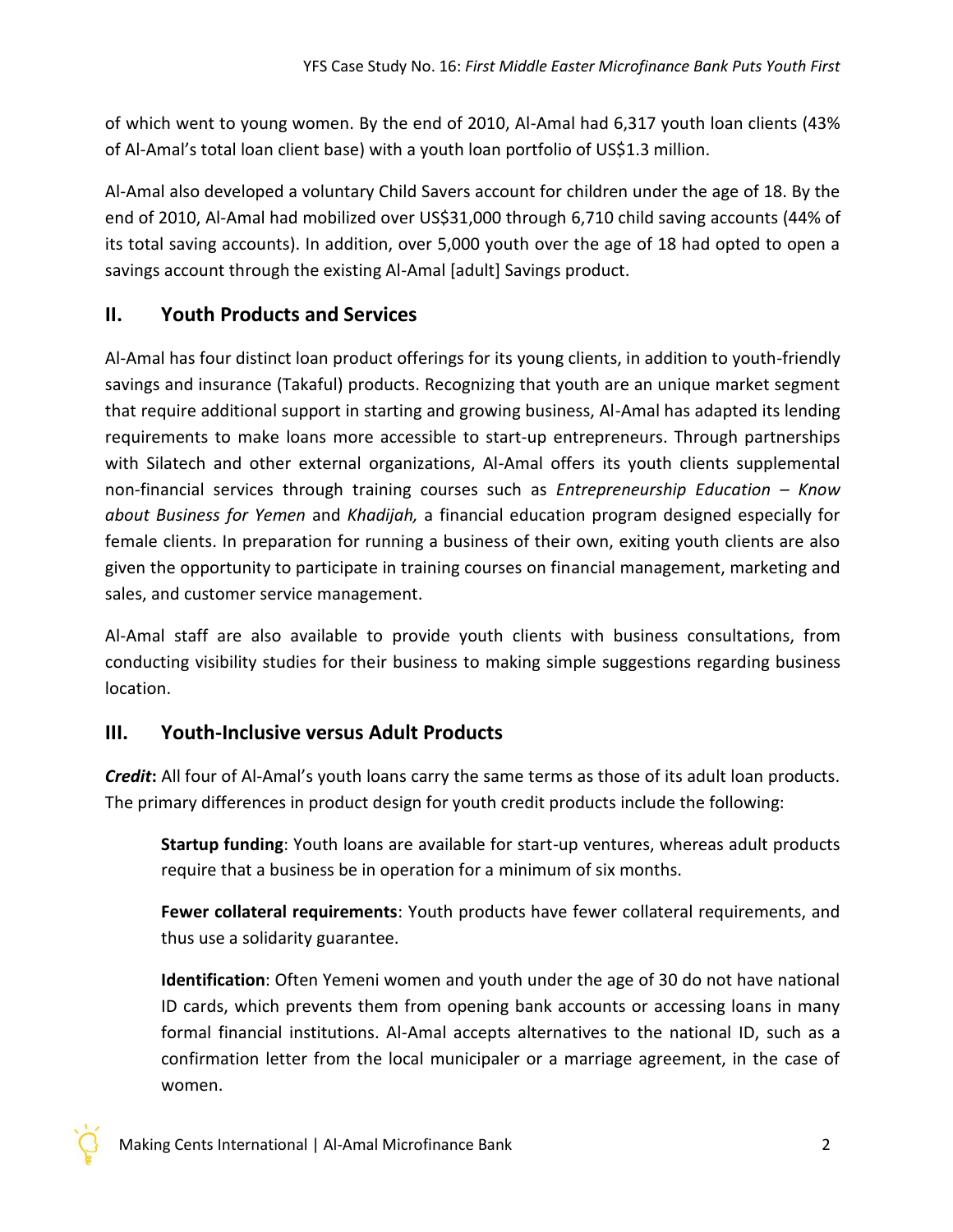of which went to young women. By the end of 2010, Al-Amal had 6,317 youth loan clients (43% of Al-Amal's total loan client base) with a youth loan portfolio of US$1.3 million.

Al-Amal also developed a voluntary Child Savers account for children under the age of 18. By the end of 2010, Al-Amal had mobilized over US$31,000 through 6,710 child saving accounts (44% of its total saving accounts). In addition, over 5,000 youth over the age of 18 had opted to open a savings account through the existing Al-Amal [adult] Savings product.

## II. Youth Products and Services

Al-Amal has four distinct loan product offerings for its young clients, in addition to youth-friendly savings and insurance (Takaful) products. Recognizing that youth are an unique market segment that require additional support in starting and growing business, Al-Amal has adapted its lending requirements to make loans more accessible to start-up entrepreneurs. Through partnerships with Silatech and other external organizations, Al-Amal offers its youth clients supplemental non-financial services through training courses such as *Entrepreneurship Education – Know about Business for Yemen* and *Khadijah,* a financial education program designed especially for female clients. In preparation for running a business of their own, exiting youth clients are also given the opportunity to participate in training courses on financial management, marketing and sales, and customer service management.

Al-Amal staff are also available to provide youth clients with business consultations, from conducting visibility studies for their business to making simple suggestions regarding business location.

## III. Youth-Inclusive versus Adult Products

***Credit*:** All four of Al-Amal's youth loans carry the same terms as those of its adult loan products. The primary differences in product design for youth credit products include the following:

**Startup funding**: Youth loans are available for start-up ventures, whereas adult products require that a business be in operation for a minimum of six months.

**Fewer collateral requirements**: Youth products have fewer collateral requirements, and thus use a solidarity guarantee.

**Identification**: Often Yemeni women and youth under the age of 30 do not have national ID cards, which prevents them from opening bank accounts or accessing loans in many formal financial institutions. Al-Amal accepts alternatives to the national ID, such as a confirmation letter from the local municipaler or a marriage agreement, in the case of women.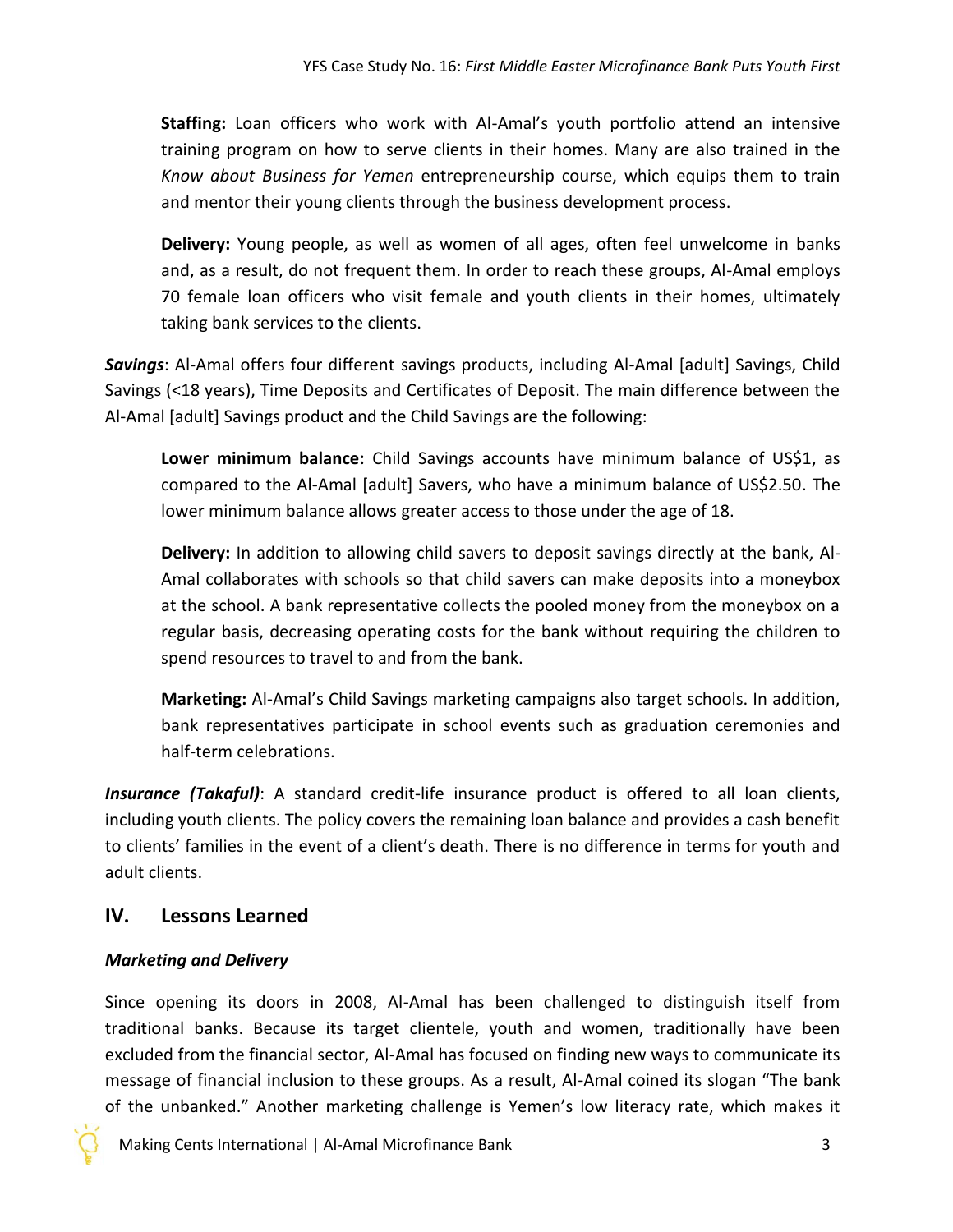**Staffing:** Loan officers who work with Al-Amal's youth portfolio attend an intensive training program on how to serve clients in their homes. Many are also trained in the *Know about Business for Yemen* entrepreneurship course, which equips them to train and mentor their young clients through the business development process.

**Delivery:** Young people, as well as women of all ages, often feel unwelcome in banks and, as a result, do not frequent them. In order to reach these groups, Al-Amal employs 70 female loan officers who visit female and youth clients in their homes, ultimately taking bank services to the clients.

***Savings***: Al-Amal offers four different savings products, including Al-Amal [adult] Savings, Child Savings (<18 years), Time Deposits and Certificates of Deposit. The main difference between the Al-Amal [adult] Savings product and the Child Savings are the following:

**Lower minimum balance:** Child Savings accounts have minimum balance of US$1, as compared to the Al-Amal [adult] Savers, who have a minimum balance of US$2.50. The lower minimum balance allows greater access to those under the age of 18.

**Delivery:** In addition to allowing child savers to deposit savings directly at the bank, Al-Amal collaborates with schools so that child savers can make deposits into a moneybox at the school. A bank representative collects the pooled money from the moneybox on a regular basis, decreasing operating costs for the bank without requiring the children to spend resources to travel to and from the bank.

**Marketing:** Al-Amal's Child Savings marketing campaigns also target schools. In addition, bank representatives participate in school events such as graduation ceremonies and half-term celebrations.

***Insurance (Takaful)***: A standard credit-life insurance product is offered to all loan clients, including youth clients. The policy covers the remaining loan balance and provides a cash benefit to clients' families in the event of a client's death. There is no difference in terms for youth and adult clients.

## IV. Lessons Learned

### *Marketing and Delivery*

Since opening its doors in 2008, Al-Amal has been challenged to distinguish itself from traditional banks. Because its target clientele, youth and women, traditionally have been excluded from the financial sector, Al-Amal has focused on finding new ways to communicate its message of financial inclusion to these groups. As a result, Al-Amal coined its slogan "The bank of the unbanked." Another marketing challenge is Yemen's low literacy rate, which makes it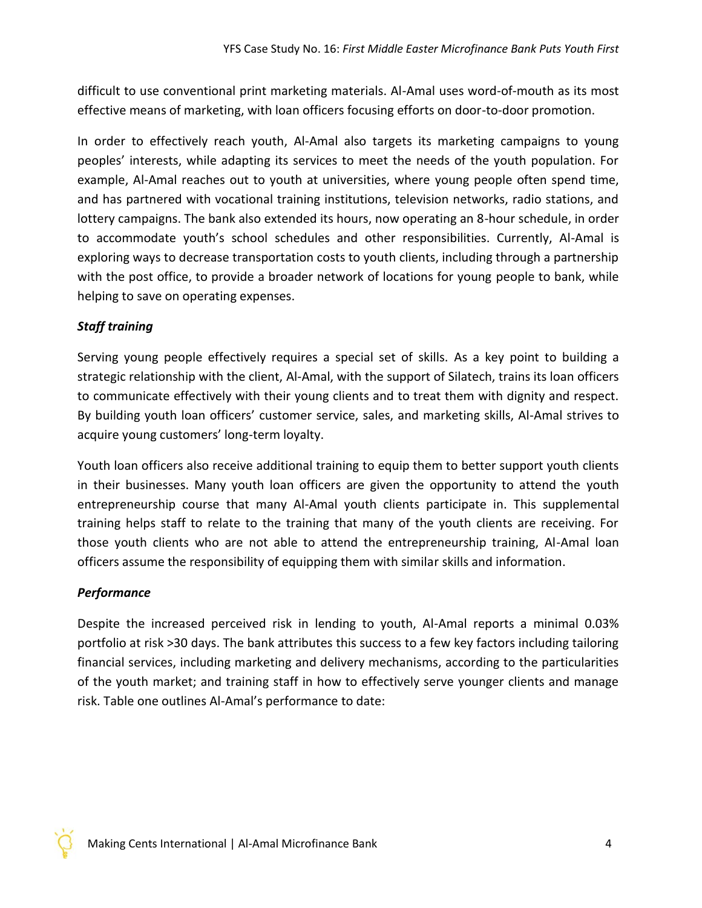difficult to use conventional print marketing materials. Al-Amal uses word-of-mouth as its most effective means of marketing, with loan officers focusing efforts on door-to-door promotion.

In order to effectively reach youth, Al-Amal also targets its marketing campaigns to young peoples' interests, while adapting its services to meet the needs of the youth population. For example, Al-Amal reaches out to youth at universities, where young people often spend time, and has partnered with vocational training institutions, television networks, radio stations, and lottery campaigns. The bank also extended its hours, now operating an 8-hour schedule, in order to accommodate youth's school schedules and other responsibilities. Currently, Al-Amal is exploring ways to decrease transportation costs to youth clients, including through a partnership with the post office, to provide a broader network of locations for young people to bank, while helping to save on operating expenses.

### *Staff training*

Serving young people effectively requires a special set of skills. As a key point to building a strategic relationship with the client, Al-Amal, with the support of Silatech, trains its loan officers to communicate effectively with their young clients and to treat them with dignity and respect. By building youth loan officers' customer service, sales, and marketing skills, Al-Amal strives to acquire young customers' long-term loyalty.

Youth loan officers also receive additional training to equip them to better support youth clients in their businesses. Many youth loan officers are given the opportunity to attend the youth entrepreneurship course that many Al-Amal youth clients participate in. This supplemental training helps staff to relate to the training that many of the youth clients are receiving. For those youth clients who are not able to attend the entrepreneurship training, Al-Amal loan officers assume the responsibility of equipping them with similar skills and information.

### *Performance*

Despite the increased perceived risk in lending to youth, Al-Amal reports a minimal 0.03% portfolio at risk >30 days. The bank attributes this success to a few key factors including tailoring financial services, including marketing and delivery mechanisms, according to the particularities of the youth market; and training staff in how to effectively serve younger clients and manage risk. Table one outlines Al-Amal's performance to date: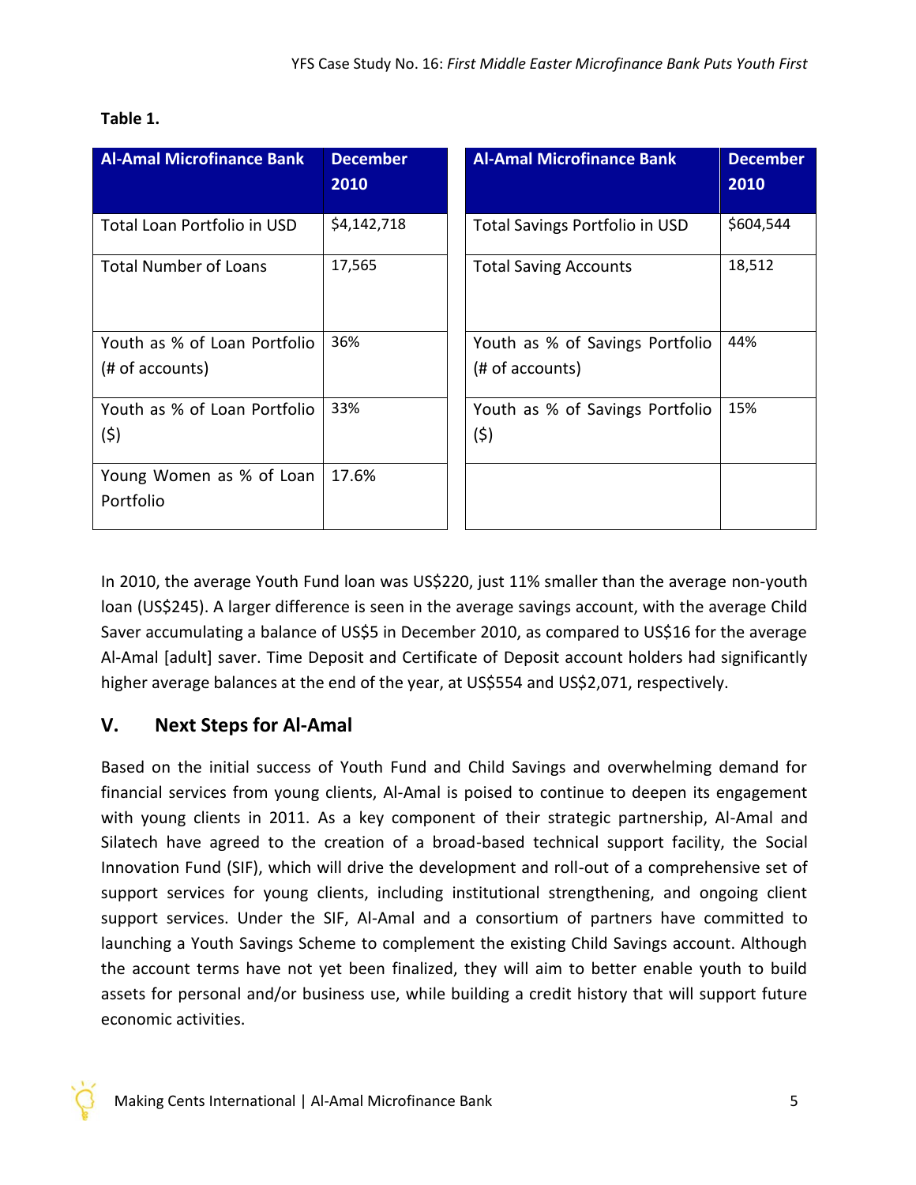**Table 1.**

| Al-Amal Microfinance Bank | December 2010 |
|---|---|
| Total Loan Portfolio in USD | $4,142,718 |
| Total Number of Loans | 17,565 |
| Youth as % of Loan Portfolio (# of accounts) | 36% |
| Youth as % of Loan Portfolio ($) | 33% |
| Young Women as % of Loan Portfolio | 17.6% |

| Al-Amal Microfinance Bank | December 2010 |
|---|---|
| Total Savings Portfolio in USD | $604,544 |
| Total Saving Accounts | 18,512 |
| Youth as % of Savings Portfolio (# of accounts) | 44% |
| Youth as % of Savings Portfolio ($) | 15% |
| | |

In 2010, the average Youth Fund loan was US$220, just 11% smaller than the average non-youth loan (US$245). A larger difference is seen in the average savings account, with the average Child Saver accumulating a balance of US$5 in December 2010, as compared to US$16 for the average Al-Amal [adult] saver. Time Deposit and Certificate of Deposit account holders had significantly higher average balances at the end of the year, at US$554 and US$2,071, respectively.

## V. Next Steps for Al-Amal

Based on the initial success of Youth Fund and Child Savings and overwhelming demand for financial services from young clients, Al-Amal is poised to continue to deepen its engagement with young clients in 2011. As a key component of their strategic partnership, Al-Amal and Silatech have agreed to the creation of a broad-based technical support facility, the Social Innovation Fund (SIF), which will drive the development and roll-out of a comprehensive set of support services for young clients, including institutional strengthening, and ongoing client support services. Under the SIF, Al-Amal and a consortium of partners have committed to launching a Youth Savings Scheme to complement the existing Child Savings account. Although the account terms have not yet been finalized, they will aim to better enable youth to build assets for personal and/or business use, while building a credit history that will support future economic activities.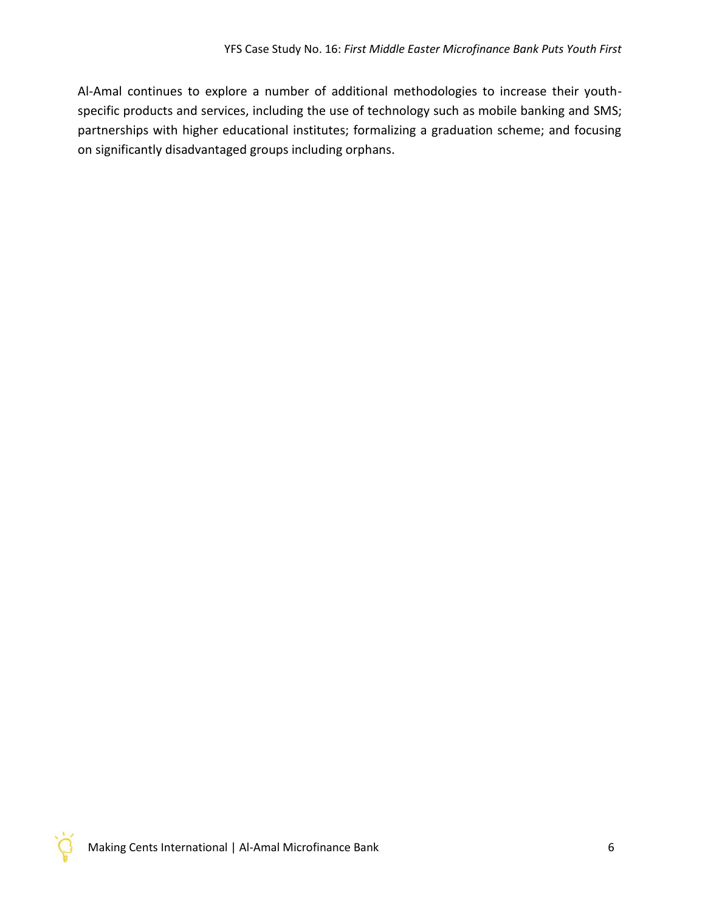Al-Amal continues to explore a number of additional methodologies to increase their youth-specific products and services, including the use of technology such as mobile banking and SMS; partnerships with higher educational institutes; formalizing a graduation scheme; and focusing on significantly disadvantaged groups including orphans.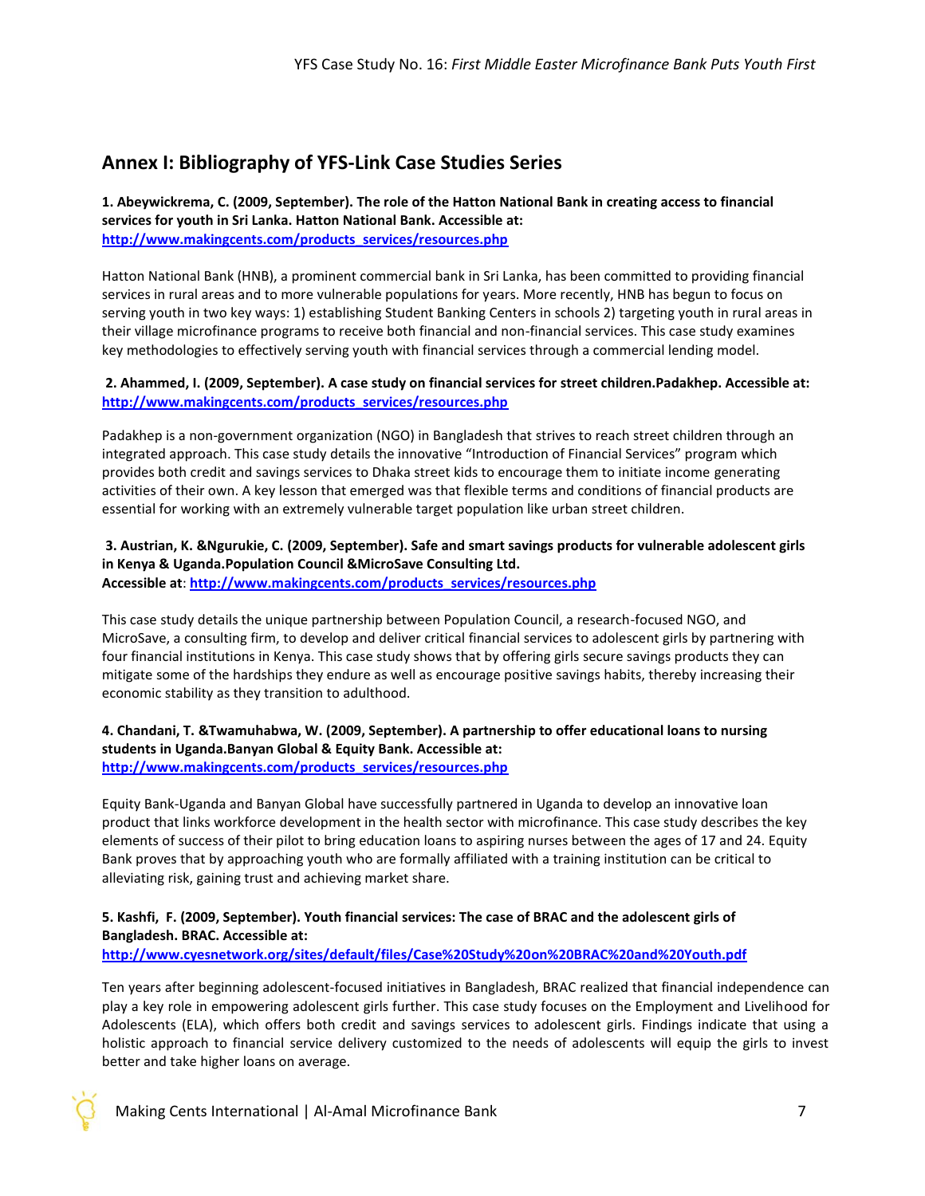## Annex I: Bibliography of YFS-Link Case Studies Series

**1. Abeywickrema, C. (2009, September). The role of the Hatton National Bank in creating access to financial services for youth in Sri Lanka. Hatton National Bank. Accessible at: http://www.makingcents.com/products_services/resources.php**

Hatton National Bank (HNB), a prominent commercial bank in Sri Lanka, has been committed to providing financial services in rural areas and to more vulnerable populations for years. More recently, HNB has begun to focus on serving youth in two key ways: 1) establishing Student Banking Centers in schools 2) targeting youth in rural areas in their village microfinance programs to receive both financial and non-financial services. This case study examines key methodologies to effectively serving youth with financial services through a commercial lending model.

**2. Ahammed, I. (2009, September). A case study on financial services for street children.Padakhep. Accessible at: http://www.makingcents.com/products_services/resources.php**

Padakhep is a non-government organization (NGO) in Bangladesh that strives to reach street children through an integrated approach. This case study details the innovative "Introduction of Financial Services" program which provides both credit and savings services to Dhaka street kids to encourage them to initiate income generating activities of their own. A key lesson that emerged was that flexible terms and conditions of financial products are essential for working with an extremely vulnerable target population like urban street children.

**3. Austrian, K. &Ngurukie, C. (2009, September). Safe and smart savings products for vulnerable adolescent girls in Kenya & Uganda.Population Council &MicroSave Consulting Ltd. Accessible at: http://www.makingcents.com/products_services/resources.php**

This case study details the unique partnership between Population Council, a research-focused NGO, and MicroSave, a consulting firm, to develop and deliver critical financial services to adolescent girls by partnering with four financial institutions in Kenya. This case study shows that by offering girls secure savings products they can mitigate some of the hardships they endure as well as encourage positive savings habits, thereby increasing their economic stability as they transition to adulthood.

**4. Chandani, T. &Twamuhabwa, W. (2009, September). A partnership to offer educational loans to nursing students in Uganda.Banyan Global & Equity Bank. Accessible at: http://www.makingcents.com/products_services/resources.php**

Equity Bank-Uganda and Banyan Global have successfully partnered in Uganda to develop an innovative loan product that links workforce development in the health sector with microfinance. This case study describes the key elements of success of their pilot to bring education loans to aspiring nurses between the ages of 17 and 24. Equity Bank proves that by approaching youth who are formally affiliated with a training institution can be critical to alleviating risk, gaining trust and achieving market share.

**5. Kashfi, F. (2009, September). Youth financial services: The case of BRAC and the adolescent girls of Bangladesh. BRAC. Accessible at: http://www.cyesnetwork.org/sites/default/files/Case%20Study%20on%20BRAC%20and%20Youth.pdf**

Ten years after beginning adolescent-focused initiatives in Bangladesh, BRAC realized that financial independence can play a key role in empowering adolescent girls further. This case study focuses on the Employment and Livelihood for Adolescents (ELA), which offers both credit and savings services to adolescent girls. Findings indicate that using a holistic approach to financial service delivery customized to the needs of adolescents will equip the girls to invest better and take higher loans on average.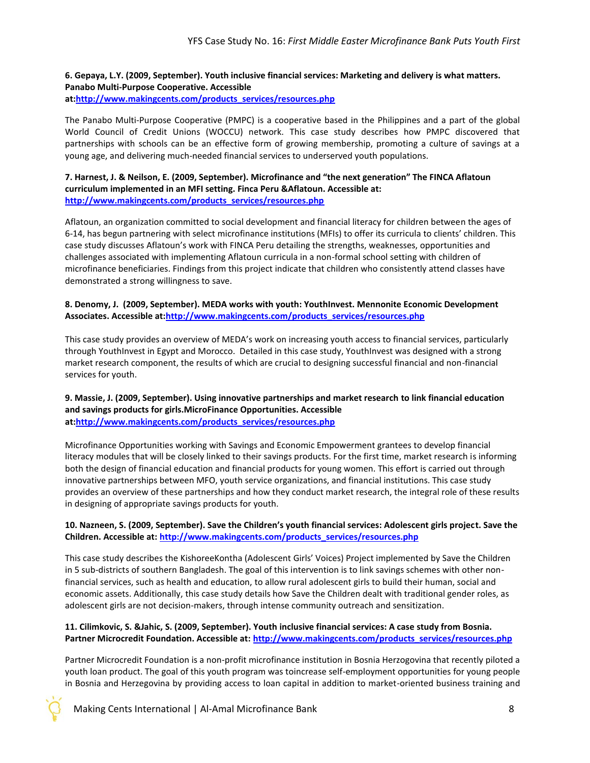**6. Gepaya, L.Y. (2009, September). Youth inclusive financial services: Marketing and delivery is what matters. Panabo Multi-Purpose Cooperative. Accessible at:http://www.makingcents.com/products_services/resources.php**

The Panabo Multi-Purpose Cooperative (PMPC) is a cooperative based in the Philippines and a part of the global World Council of Credit Unions (WOCCU) network. This case study describes how PMPC discovered that partnerships with schools can be an effective form of growing membership, promoting a culture of savings at a young age, and delivering much-needed financial services to underserved youth populations.

**7. Harnest, J. & Neilson, E. (2009, September). Microfinance and "the next generation" The FINCA Aflatoun curriculum implemented in an MFI setting. Finca Peru &Aflatoun. Accessible at: http://www.makingcents.com/products_services/resources.php**

Aflatoun, an organization committed to social development and financial literacy for children between the ages of 6-14, has begun partnering with select microfinance institutions (MFIs) to offer its curricula to clients' children. This case study discusses Aflatoun's work with FINCA Peru detailing the strengths, weaknesses, opportunities and challenges associated with implementing Aflatoun curricula in a non-formal school setting with children of microfinance beneficiaries. Findings from this project indicate that children who consistently attend classes have demonstrated a strong willingness to save.

**8. Denomy, J. (2009, September). MEDA works with youth: YouthInvest. Mennonite Economic Development Associates. Accessible at:http://www.makingcents.com/products_services/resources.php**

This case study provides an overview of MEDA's work on increasing youth access to financial services, particularly through YouthInvest in Egypt and Morocco. Detailed in this case study, YouthInvest was designed with a strong market research component, the results of which are crucial to designing successful financial and non-financial services for youth.

**9. Massie, J. (2009, September). Using innovative partnerships and market research to link financial education and savings products for girls.MicroFinance Opportunities. Accessible at:http://www.makingcents.com/products_services/resources.php**

Microfinance Opportunities working with Savings and Economic Empowerment grantees to develop financial literacy modules that will be closely linked to their savings products. For the first time, market research is informing both the design of financial education and financial products for young women. This effort is carried out through innovative partnerships between MFO, youth service organizations, and financial institutions. This case study provides an overview of these partnerships and how they conduct market research, the integral role of these results in designing of appropriate savings products for youth.

**10. Nazneen, S. (2009, September). Save the Children's youth financial services: Adolescent girls project. Save the Children. Accessible at: http://www.makingcents.com/products_services/resources.php**

This case study describes the KishoreeKontha (Adolescent Girls' Voices) Project implemented by Save the Children in 5 sub-districts of southern Bangladesh. The goal of this intervention is to link savings schemes with other non-financial services, such as health and education, to allow rural adolescent girls to build their human, social and economic assets. Additionally, this case study details how Save the Children dealt with traditional gender roles, as adolescent girls are not decision-makers, through intense community outreach and sensitization.

**11. Cilimkovic, S. &Jahic, S. (2009, September). Youth inclusive financial services: A case study from Bosnia. Partner Microcredit Foundation. Accessible at: http://www.makingcents.com/products_services/resources.php**

Partner Microcredit Foundation is a non-profit microfinance institution in Bosnia Herzogovina that recently piloted a youth loan product. The goal of this youth program was toincrease self-employment opportunities for young people in Bosnia and Herzegovina by providing access to loan capital in addition to market-oriented business training and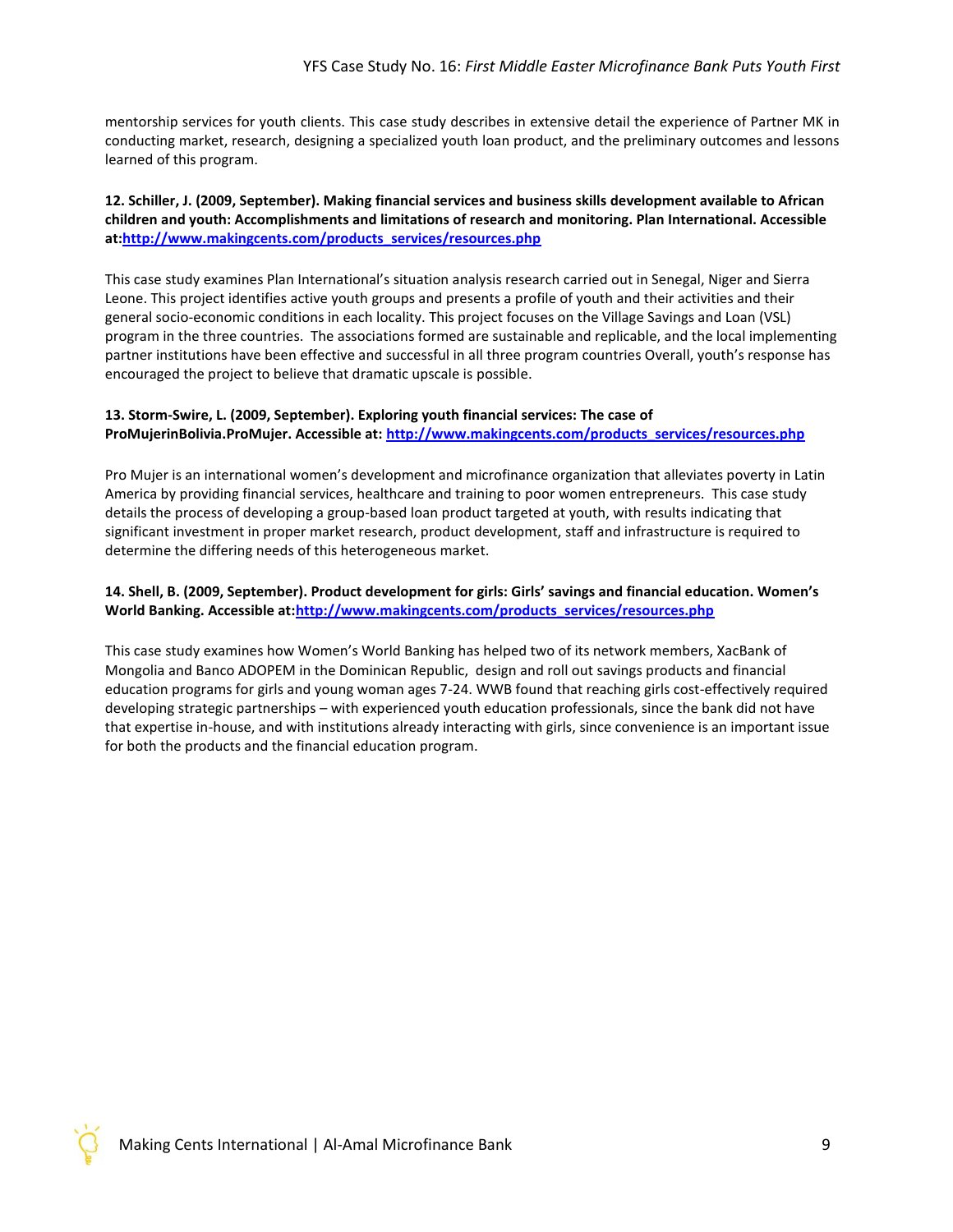mentorship services for youth clients. This case study describes in extensive detail the experience of Partner MK in conducting market, research, designing a specialized youth loan product, and the preliminary outcomes and lessons learned of this program.

**12. Schiller, J. (2009, September). Making financial services and business skills development available to African children and youth: Accomplishments and limitations of research and monitoring. Plan International. Accessible at:[http://www.makingcents.com/products_services/resources.php](http://www.makingcents.com/products_services/resources.php)**

This case study examines Plan International's situation analysis research carried out in Senegal, Niger and Sierra Leone. This project identifies active youth groups and presents a profile of youth and their activities and their general socio-economic conditions in each locality. This project focuses on the Village Savings and Loan (VSL) program in the three countries. The associations formed are sustainable and replicable, and the local implementing partner institutions have been effective and successful in all three program countries Overall, youth's response has encouraged the project to believe that dramatic upscale is possible.

**13. Storm-Swire, L. (2009, September). Exploring youth financial services: The case of ProMujerinBolivia.ProMujer. Accessible at: [http://www.makingcents.com/products_services/resources.php](http://www.makingcents.com/products_services/resources.php)**

Pro Mujer is an international women's development and microfinance organization that alleviates poverty in Latin America by providing financial services, healthcare and training to poor women entrepreneurs. This case study details the process of developing a group-based loan product targeted at youth, with results indicating that significant investment in proper market research, product development, staff and infrastructure is required to determine the differing needs of this heterogeneous market.

**14. Shell, B. (2009, September). Product development for girls: Girls' savings and financial education. Women's World Banking. Accessible at:[http://www.makingcents.com/products_services/resources.php](http://www.makingcents.com/products_services/resources.php)**

This case study examines how Women's World Banking has helped two of its network members, XacBank of Mongolia and Banco ADOPEM in the Dominican Republic, design and roll out savings products and financial education programs for girls and young woman ages 7-24. WWB found that reaching girls cost-effectively required developing strategic partnerships – with experienced youth education professionals, since the bank did not have that expertise in-house, and with institutions already interacting with girls, since convenience is an important issue for both the products and the financial education program.